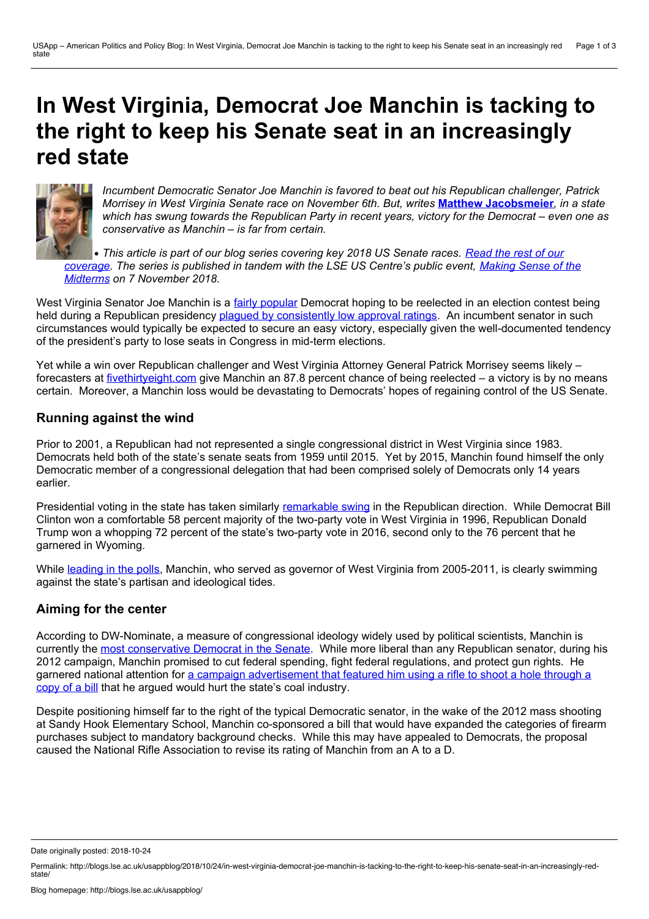# In West Virginia, Democrat Joe Manchin is tacking to the right to keep his Senate seat in an increasingly red state

*Incumbent Democratic Senator Joe Manchin is favored to beat out his Republican challenger, Patrick Morrisey in West Virginia Senate race on November 6th. But, writes* **Matthew Jacobsmeier**, *in a state which has swung towards the Republican Party in recent years, victory for the Democrat – even one as conservative as Manchin – is far from certain.*

- *This article is part of our blog series covering key 2018 US Senate races. Read the rest of our coverage. The series is published in tandem with the LSE US Centre's public event, Making Sense of the Midterms on 7 November 2018.*

West Virginia Senator Joe Manchin is a fairly popular Democrat hoping to be reelected in an election contest being held during a Republican presidency plagued by consistently low approval ratings. An incumbent senator in such circumstances would typically be expected to secure an easy victory, especially given the well-documented tendency of the president's party to lose seats in Congress in mid-term elections.

Yet while a win over Republican challenger and West Virginia Attorney General Patrick Morrisey seems likely – forecasters at fivethirtyeight.com give Manchin an 87.8 percent chance of being reelected – a victory is by no means certain. Moreover, a Manchin loss would be devastating to Democrats' hopes of regaining control of the US Senate.

## Running against the wind

Prior to 2001, a Republican had not represented a single congressional district in West Virginia since 1983. Democrats held both of the state's senate seats from 1959 until 2015. Yet by 2015, Manchin found himself the only Democratic member of a congressional delegation that had been comprised solely of Democrats only 14 years earlier.

Presidential voting in the state has taken similarly remarkable swing in the Republican direction. While Democrat Bill Clinton won a comfortable 58 percent majority of the two-party vote in West Virginia in 1996, Republican Donald Trump won a whopping 72 percent of the state's two-party vote in 2016, second only to the 76 percent that he garnered in Wyoming.

While leading in the polls, Manchin, who served as governor of West Virginia from 2005-2011, is clearly swimming against the state's partisan and ideological tides.

## Aiming for the center

According to DW-Nominate, a measure of congressional ideology widely used by political scientists, Manchin is currently the most conservative Democrat in the Senate. While more liberal than any Republican senator, during his 2012 campaign, Manchin promised to cut federal spending, fight federal regulations, and protect gun rights. He garnered national attention for a campaign advertisement that featured him using a rifle to shoot a hole through a copy of a bill that he argued would hurt the state's coal industry.

Despite positioning himself far to the right of the typical Democratic senator, in the wake of the 2012 mass shooting at Sandy Hook Elementary School, Manchin co-sponsored a bill that would have expanded the categories of firearm purchases subject to mandatory background checks. While this may have appealed to Democrats, the proposal caused the National Rifle Association to revise its rating of Manchin from an A to a D.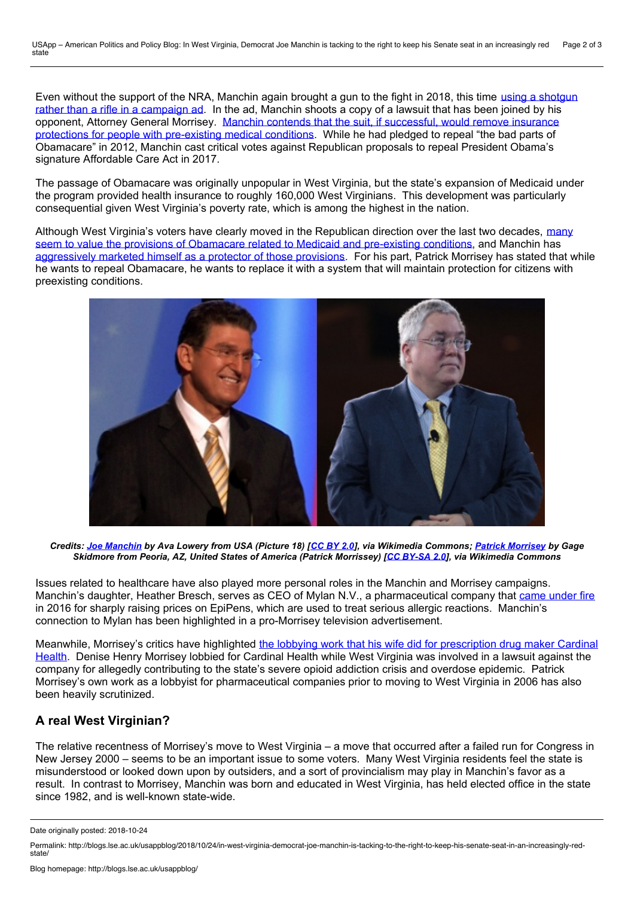Even without the support of the NRA, Manchin again brought a gun to the fight in 2018, this time using a shotgun rather than a rifle in a campaign ad. In the ad, Manchin shoots a copy of a lawsuit that has been joined by his opponent, Attorney General Morrisey. Manchin contends that the suit, if successful, would remove insurance protections for people with pre-existing medical conditions. While he had pledged to repeal "the bad parts of Obamacare" in 2012, Manchin cast critical votes against Republican proposals to repeal President Obama's signature Affordable Care Act in 2017.

The passage of Obamacare was originally unpopular in West Virginia, but the state's expansion of Medicaid under the program provided health insurance to roughly 160,000 West Virginians. This development was particularly consequential given West Virginia's poverty rate, which is among the highest in the nation.

Although West Virginia's voters have clearly moved in the Republican direction over the last two decades, many seem to value the provisions of Obamacare related to Medicaid and pre-existing conditions, and Manchin has aggressively marketed himself as a protector of those provisions. For his part, Patrick Morrisey has stated that while he wants to repeal Obamacare, he wants to replace it with a system that will maintain protection for citizens with preexisting conditions.

***Credits: Joe Manchin by Ava Lowery from USA (Picture 18) [CC BY 2.0], via Wikimedia Commons; Patrick Morrisey by Gage Skidmore from Peoria, AZ, United States of America (Patrick Morrissey) [CC BY-SA 2.0], via Wikimedia Commons***

Issues related to healthcare have also played more personal roles in the Manchin and Morrisey campaigns. Manchin's daughter, Heather Bresch, serves as CEO of Mylan N.V., a pharmaceutical company that came under fire in 2016 for sharply raising prices on EpiPens, which are used to treat serious allergic reactions. Manchin's connection to Mylan has been highlighted in a pro-Morrisey television advertisement.

Meanwhile, Morrisey's critics have highlighted the lobbying work that his wife did for prescription drug maker Cardinal Health. Denise Henry Morrisey lobbied for Cardinal Health while West Virginia was involved in a lawsuit against the company for allegedly contributing to the state's severe opioid addiction crisis and overdose epidemic. Patrick Morrisey's own work as a lobbyist for pharmaceutical companies prior to moving to West Virginia in 2006 has also been heavily scrutinized.

## A real West Virginian?

The relative recentness of Morrisey's move to West Virginia – a move that occurred after a failed run for Congress in New Jersey 2000 – seems to be an important issue to some voters. Many West Virginia residents feel the state is misunderstood or looked down upon by outsiders, and a sort of provincialism may play in Manchin's favor as a result. In contrast to Morrisey, Manchin was born and educated in West Virginia, has held elected office in the state since 1982, and is well-known state-wide.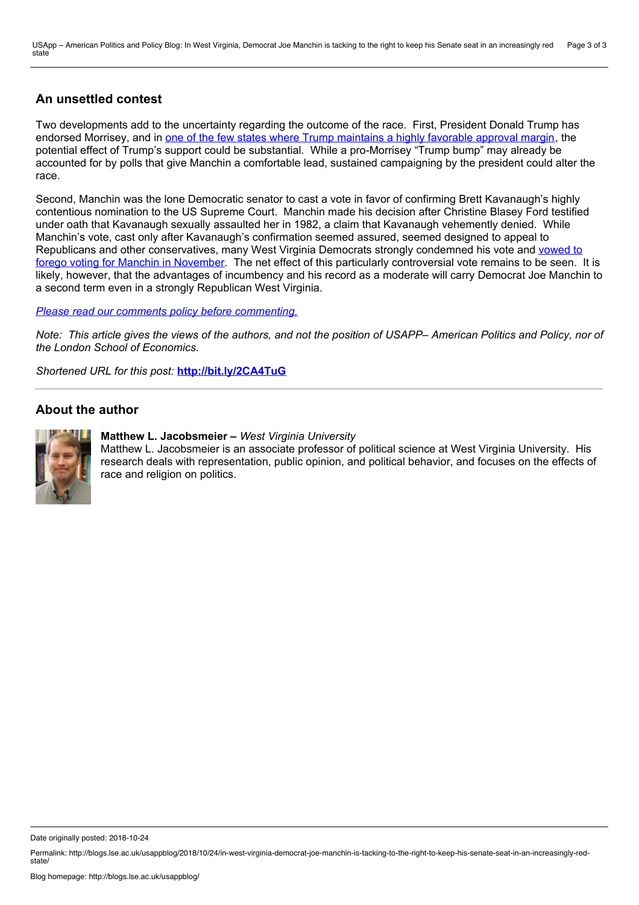## An unsettled contest

Two developments add to the uncertainty regarding the outcome of the race. First, President Donald Trump has endorsed Morrisey, and in one of the few states where Trump maintains a highly favorable approval margin, the potential effect of Trump's support could be substantial. While a pro-Morrisey "Trump bump" may already be accounted for by polls that give Manchin a comfortable lead, sustained campaigning by the president could alter the race.

Second, Manchin was the lone Democratic senator to cast a vote in favor of confirming Brett Kavanaugh's highly contentious nomination to the US Supreme Court. Manchin made his decision after Christine Blasey Ford testified under oath that Kavanaugh sexually assaulted her in 1982, a claim that Kavanaugh vehemently denied. While Manchin's vote, cast only after Kavanaugh's confirmation seemed assured, seemed designed to appeal to Republicans and other conservatives, many West Virginia Democrats strongly condemned his vote and vowed to forego voting for Manchin in November. The net effect of this particularly controversial vote remains to be seen. It is likely, however, that the advantages of incumbency and his record as a moderate will carry Democrat Joe Manchin to a second term even in a strongly Republican West Virginia.

*Please read our comments policy before commenting.*

*Note: This article gives the views of the authors, and not the position of USAPP– American Politics and Policy, nor of the London School of Economics.*

*Shortened URL for this post:* **http://bit.ly/2CA4TuG**

---

## About the author

**Matthew L. Jacobsmeier –** *West Virginia University*
Matthew L. Jacobsmeier is an associate professor of political science at West Virginia University. His research deals with representation, public opinion, and political behavior, and focuses on the effects of race and religion on politics.

Date originally posted: 2018-10-24

Permalink: http://blogs.lse.ac.uk/usappblog/2018/10/24/in-west-virginia-democrat-joe-manchin-is-tacking-to-the-right-to-keep-his-senate-seat-in-an-increasingly-red-state/

Blog homepage: http://blogs.lse.ac.uk/usappblog/